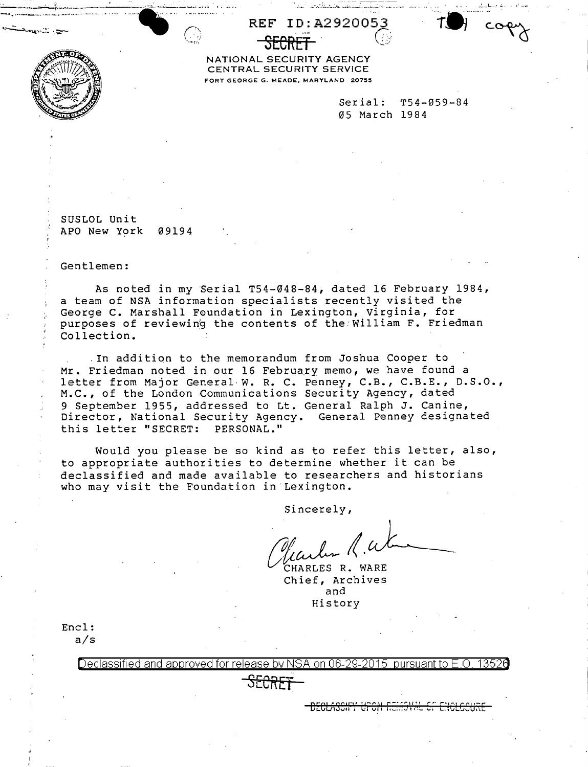REF ID:A2920053

~~SECRET~~

TOH copy

NATIONAL SECURITY AGENCY
CENTRAL SECURITY SERVICE
FORT GEORGE G. MEADE, MARYLAND 20755

Serial: T54-059-84
05 March 1984

SUSLOL Unit
APO New York 09194

Gentlemen:

As noted in my Serial T54-048-84, dated 16 February 1984, a team of NSA information specialists recently visited the George C. Marshall Foundation in Lexington, Virginia, for purposes of reviewing the contents of the William F. Friedman Collection.

In addition to the memorandum from Joshua Cooper to Mr. Friedman noted in our 16 February memo, we have found a letter from Major General W. R. C. Penney, C.B., C.B.E., D.S.O., M.C., of the London Communications Security Agency, dated 9 September 1955, addressed to Lt. General Ralph J. Canine, Director, National Security Agency. General Penney designated this letter "SECRET: PERSONAL."

Would you please be so kind as to refer this letter, also, to appropriate authorities to determine whether it can be declassified and made available to researchers and historians who may visit the Foundation in Lexington.

Sincerely,

CHARLES R. WARE
Chief, Archives
and
History

Encl:
a/s

Declassified and approved for release by NSA on 06-29-2015 pursuant to E.O. 13526

~~SECRET~~

~~DECLASSIFY UPON REMOVAL OF ENCLOSURE~~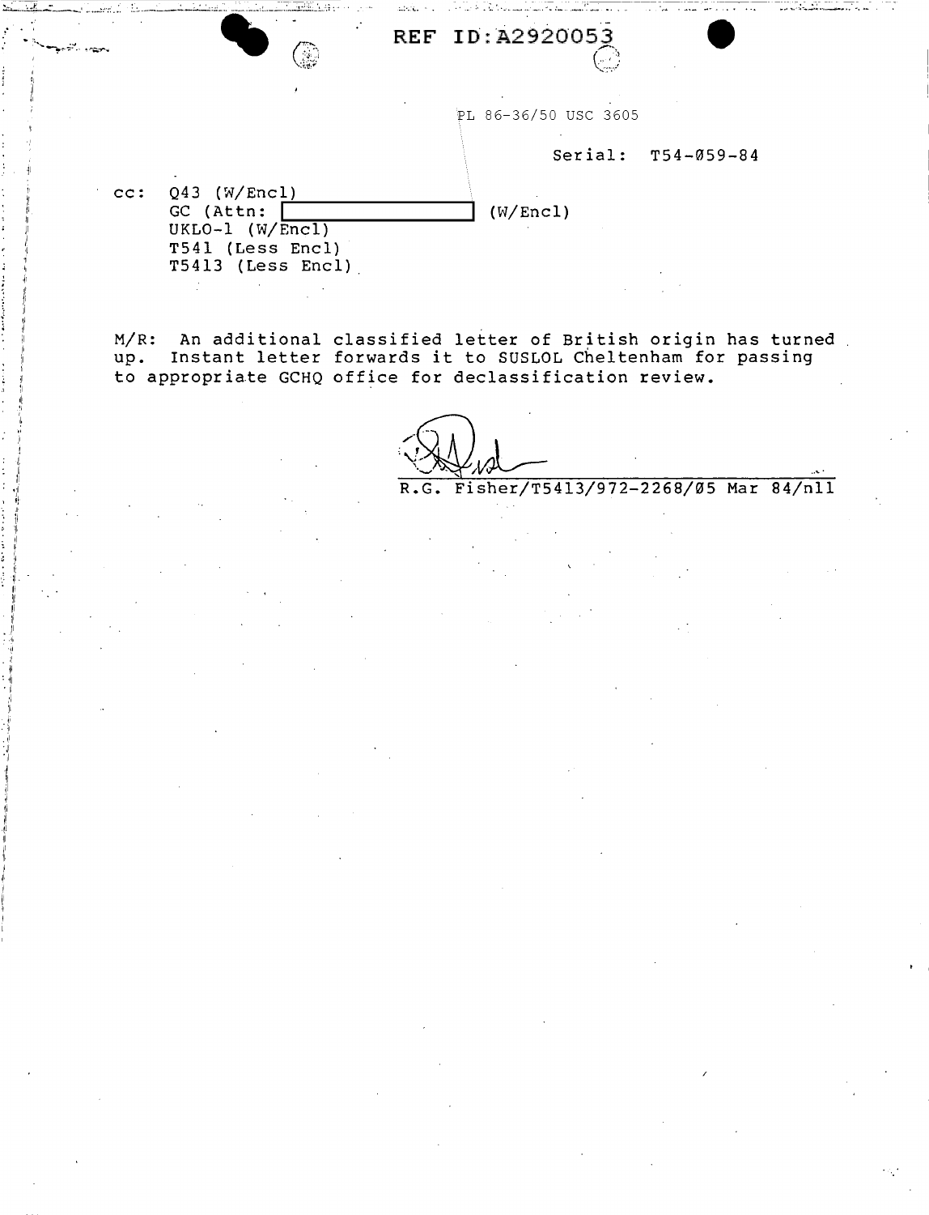REF ID:A2920053

PL 86-36/50 USC 3605

Serial: T54-Ø59-84

cc: Q43 (W/Encl)
GC (Attn: [redacted] (W/Encl)
UKLO-1 (W/Encl)
T541 (Less Encl)
T5413 (Less Encl)

M/R: An additional classified letter of British origin has turned up. Instant letter forwards it to SUSLOL Cheltenham for passing to appropriate GCHQ office for declassification review.

R.G. Fisher/T5413/972-2268/Ø5 Mar 84/nll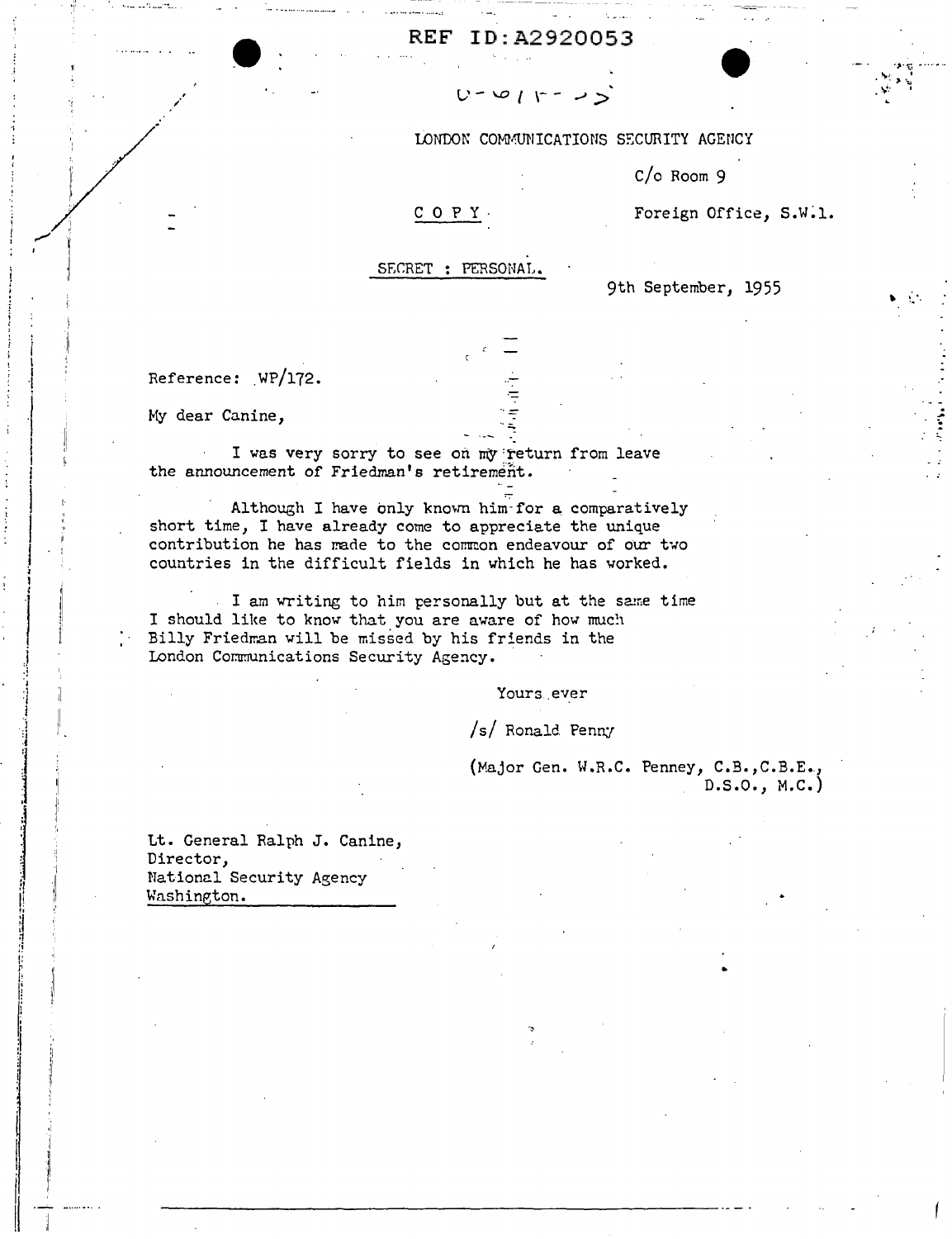REF ID:A2920053

LONDON COMMUNICATIONS SECURITY AGENCY

C/o Room 9

C O P Y

Foreign Office, S.W.1.

SECRET : PERSONAL.

9th September, 1955

Reference: WP/172.

My dear Canine,

I was very sorry to see on my return from leave the announcement of Friedman's retirement.

Although I have only known him for a comparatively short time, I have already come to appreciate the unique contribution he has made to the common endeavour of our two countries in the difficult fields in which he has worked.

I am writing to him personally but at the same time I should like to know that you are aware of how much Billy Friedman will be missed by his friends in the London Communications Security Agency.

Yours ever

/s/ Ronald Penny

(Major Gen. W.R.C. Penney, C.B., C.B.E., D.S.O., M.C.)

Lt. General Ralph J. Canine,
Director,
National Security Agency
Washington.